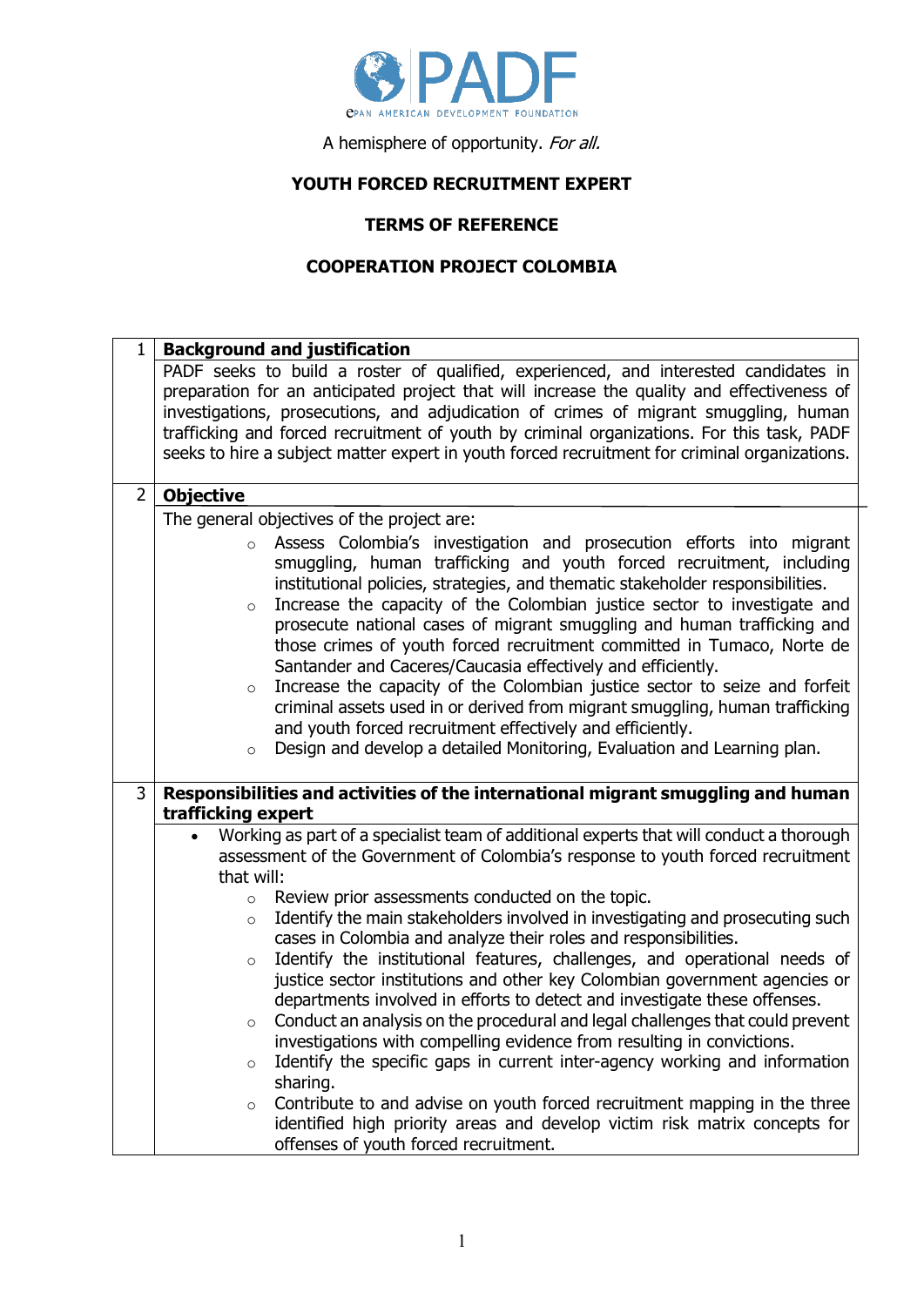PADF

PAN AMERICAN DEVELOPMENT FOUNDATION

A hemisphere of opportunity. *For all.*

# YOUTH FORCED RECRUITMENT EXPERT

## TERMS OF REFERENCE

## COOPERATION PROJECT COLOMBIA

| 1 | **Background and justification** |
|---|---|
| | PADF seeks to build a roster of qualified, experienced, and interested candidates in preparation for an anticipated project that will increase the quality and effectiveness of investigations, prosecutions, and adjudication of crimes of migrant smuggling, human trafficking and forced recruitment of youth by criminal organizations. For this task, PADF seeks to hire a subject matter expert in youth forced recruitment for criminal organizations. |
| 2 | **Objective** |
| | The general objectives of the project are:<br>◦ Assess Colombia's investigation and prosecution efforts into migrant smuggling, human trafficking and youth forced recruitment, including institutional policies, strategies, and thematic stakeholder responsibilities.<br>◦ Increase the capacity of the Colombian justice sector to investigate and prosecute national cases of migrant smuggling and human trafficking and those crimes of youth forced recruitment committed in Tumaco, Norte de Santander and Caceres/Caucasia effectively and efficiently.<br>◦ Increase the capacity of the Colombian justice sector to seize and forfeit criminal assets used in or derived from migrant smuggling, human trafficking and youth forced recruitment effectively and efficiently.<br>◦ Design and develop a detailed Monitoring, Evaluation and Learning plan. |
| 3 | **Responsibilities and activities of the international migrant smuggling and human trafficking expert** |
| | • Working as part of a specialist team of additional experts that will conduct a thorough assessment of the Government of Colombia's response to youth forced recruitment that will:<br>◦ Review prior assessments conducted on the topic.<br>◦ Identify the main stakeholders involved in investigating and prosecuting such cases in Colombia and analyze their roles and responsibilities.<br>◦ Identify the institutional features, challenges, and operational needs of justice sector institutions and other key Colombian government agencies or departments involved in efforts to detect and investigate these offenses.<br>◦ Conduct an analysis on the procedural and legal challenges that could prevent investigations with compelling evidence from resulting in convictions.<br>◦ Identify the specific gaps in current inter-agency working and information sharing.<br>◦ Contribute to and advise on youth forced recruitment mapping in the three identified high priority areas and develop victim risk matrix concepts for offenses of youth forced recruitment. |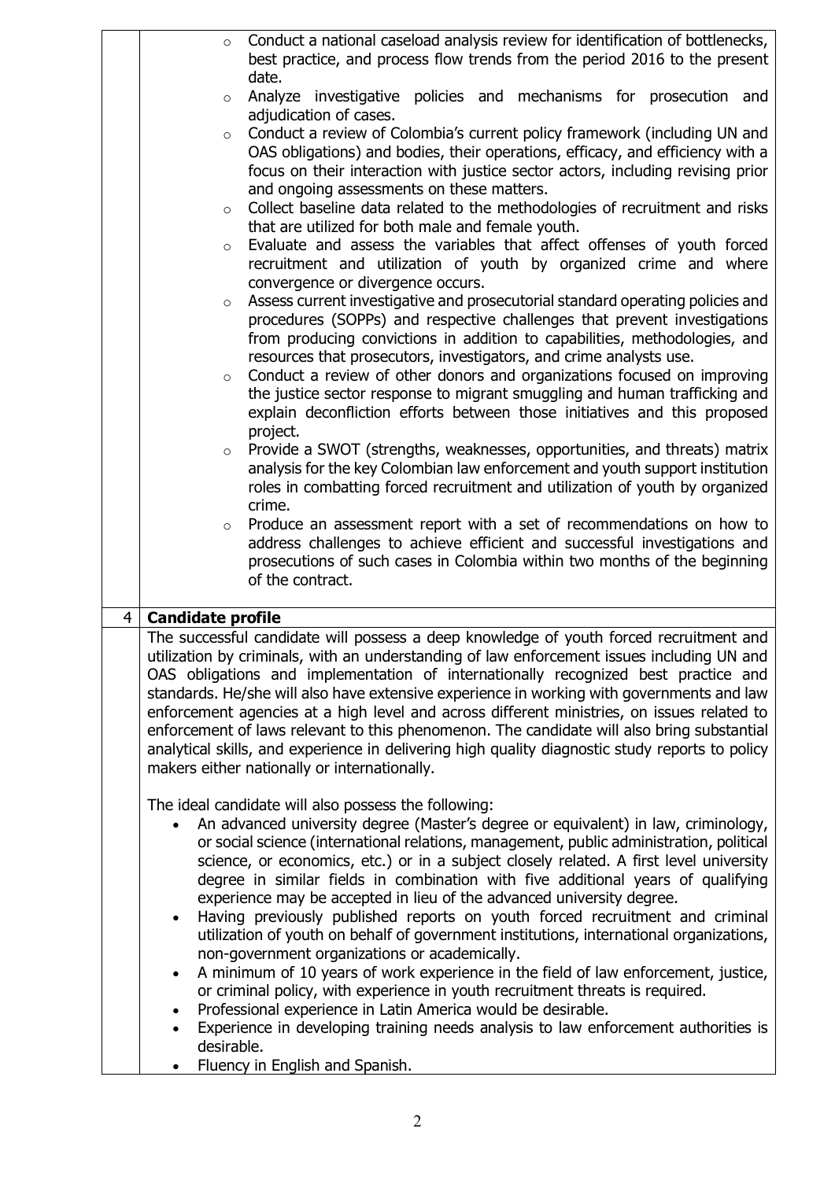- Conduct a national caseload analysis review for identification of bottlenecks, best practice, and process flow trends from the period 2016 to the present date.
- Analyze investigative policies and mechanisms for prosecution and adjudication of cases.
- Conduct a review of Colombia's current policy framework (including UN and OAS obligations) and bodies, their operations, efficacy, and efficiency with a focus on their interaction with justice sector actors, including revising prior and ongoing assessments on these matters.
- Collect baseline data related to the methodologies of recruitment and risks that are utilized for both male and female youth.
- Evaluate and assess the variables that affect offenses of youth forced recruitment and utilization of youth by organized crime and where convergence or divergence occurs.
- Assess current investigative and prosecutorial standard operating policies and procedures (SOPPs) and respective challenges that prevent investigations from producing convictions in addition to capabilities, methodologies, and resources that prosecutors, investigators, and crime analysts use.
- Conduct a review of other donors and organizations focused on improving the justice sector response to migrant smuggling and human trafficking and explain deconfliction efforts between those initiatives and this proposed project.
- Provide a SWOT (strengths, weaknesses, opportunities, and threats) matrix analysis for the key Colombian law enforcement and youth support institution roles in combatting forced recruitment and utilization of youth by organized crime.
- Produce an assessment report with a set of recommendations on how to address challenges to achieve efficient and successful investigations and prosecutions of such cases in Colombia within two months of the beginning of the contract.

## 4 Candidate profile

The successful candidate will possess a deep knowledge of youth forced recruitment and utilization by criminals, with an understanding of law enforcement issues including UN and OAS obligations and implementation of internationally recognized best practice and standards. He/she will also have extensive experience in working with governments and law enforcement agencies at a high level and across different ministries, on issues related to enforcement of laws relevant to this phenomenon. The candidate will also bring substantial analytical skills, and experience in delivering high quality diagnostic study reports to policy makers either nationally or internationally.

The ideal candidate will also possess the following:

- An advanced university degree (Master's degree or equivalent) in law, criminology, or social science (international relations, management, public administration, political science, or economics, etc.) or in a subject closely related. A first level university degree in similar fields in combination with five additional years of qualifying experience may be accepted in lieu of the advanced university degree.
- Having previously published reports on youth forced recruitment and criminal utilization of youth on behalf of government institutions, international organizations, non-government organizations or academically.
- A minimum of 10 years of work experience in the field of law enforcement, justice, or criminal policy, with experience in youth recruitment threats is required.
- Professional experience in Latin America would be desirable.
- Experience in developing training needs analysis to law enforcement authorities is desirable.
- Fluency in English and Spanish.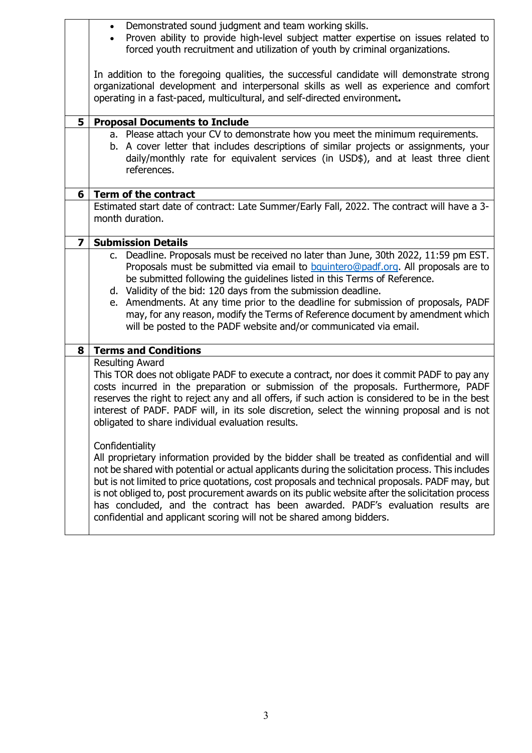- Demonstrated sound judgment and team working skills.
- Proven ability to provide high-level subject matter expertise on issues related to forced youth recruitment and utilization of youth by criminal organizations.

In addition to the foregoing qualities, the successful candidate will demonstrate strong organizational development and interpersonal skills as well as experience and comfort operating in a fast-paced, multicultural, and self-directed environment**.**

## 5 Proposal Documents to Include

a. Please attach your CV to demonstrate how you meet the minimum requirements.
b. A cover letter that includes descriptions of similar projects or assignments, your daily/monthly rate for equivalent services (in USD$), and at least three client references.

## 6 Term of the contract

Estimated start date of contract: Late Summer/Early Fall, 2022. The contract will have a 3-month duration.

## 7 Submission Details

c. Deadline. Proposals must be received no later than June, 30th 2022, 11:59 pm EST. Proposals must be submitted via email to bquintero@padf.org. All proposals are to be submitted following the guidelines listed in this Terms of Reference.
d. Validity of the bid: 120 days from the submission deadline.
e. Amendments. At any time prior to the deadline for submission of proposals, PADF may, for any reason, modify the Terms of Reference document by amendment which will be posted to the PADF website and/or communicated via email.

## 8 Terms and Conditions

Resulting Award

This TOR does not obligate PADF to execute a contract, nor does it commit PADF to pay any costs incurred in the preparation or submission of the proposals. Furthermore, PADF reserves the right to reject any and all offers, if such action is considered to be in the best interest of PADF. PADF will, in its sole discretion, select the winning proposal and is not obligated to share individual evaluation results.

Confidentiality

All proprietary information provided by the bidder shall be treated as confidential and will not be shared with potential or actual applicants during the solicitation process. This includes but is not limited to price quotations, cost proposals and technical proposals. PADF may, but is not obliged to, post procurement awards on its public website after the solicitation process has concluded, and the contract has been awarded. PADF's evaluation results are confidential and applicant scoring will not be shared among bidders.